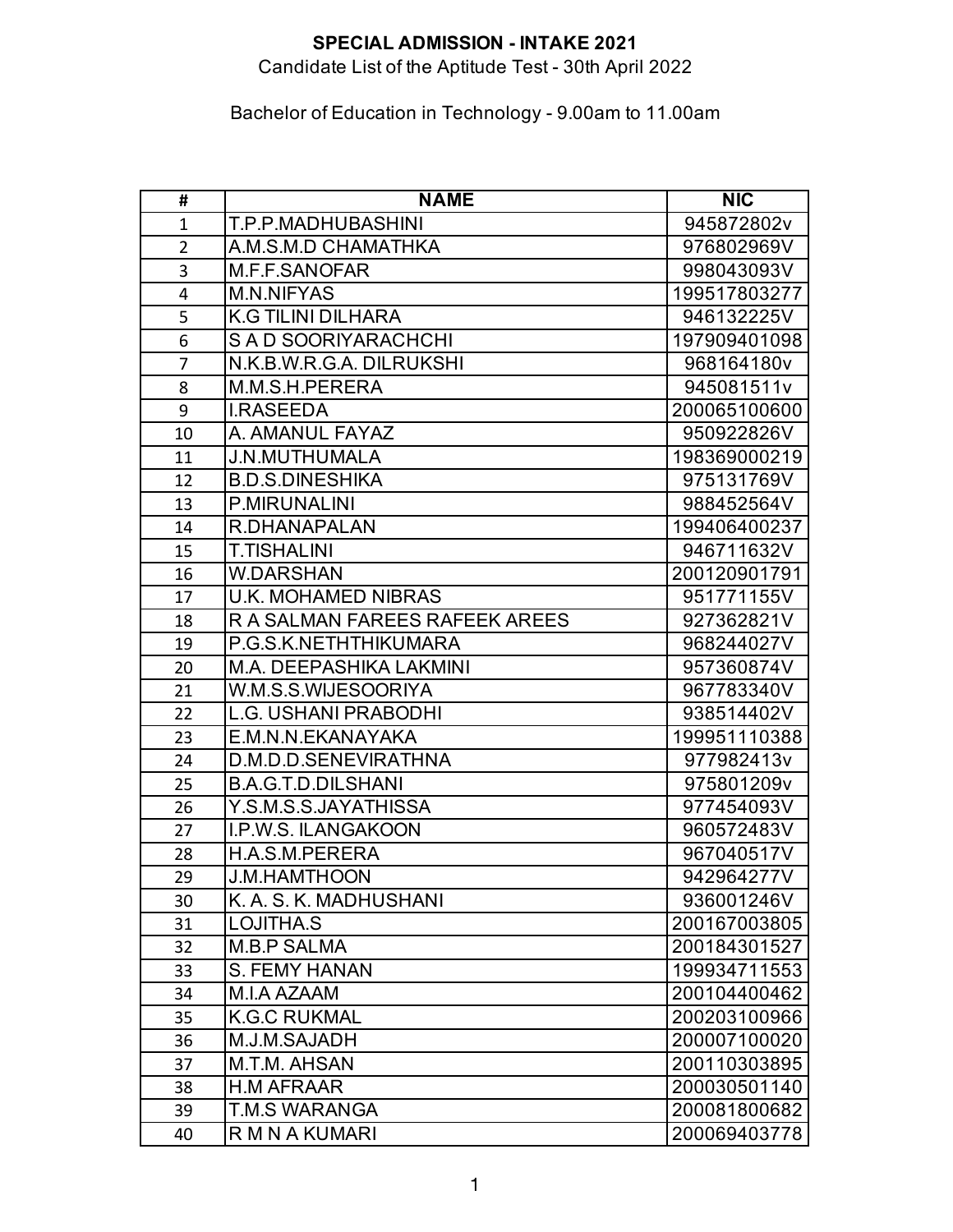**SPECIAL ADMISSION - INTAKE 2021**

Candidate List of the Aptitude Test - 30th April 2022

Bachelor of Education in Technology - 9.00am to 11.00am

| # | NAME | NIC |
|---|---|---|
| 1 | T.P.P.MADHUBASHINI | 945872802v |
| 2 | A.M.S.M.D CHAMATHKA | 976802969V |
| 3 | M.F.F.SANOFAR | 998043093V |
| 4 | M.N.NIFYAS | 199517803277 |
| 5 | K.G TILINI DILHARA | 946132225V |
| 6 | S A D SOORIYARACHCHI | 197909401098 |
| 7 | N.K.B.W.R.G.A. DILRUKSHI | 968164180v |
| 8 | M.M.S.H.PERERA | 945081511v |
| 9 | I.RASEEDA | 200065100600 |
| 10 | A. AMANUL FAYAZ | 950922826V |
| 11 | J.N.MUTHUMALA | 198369000219 |
| 12 | B.D.S.DINESHIKA | 975131769V |
| 13 | P.MIRUNALINI | 988452564V |
| 14 | R.DHANAPALAN | 199406400237 |
| 15 | T.TISHALINI | 946711632V |
| 16 | W.DARSHAN | 200120901791 |
| 17 | U.K. MOHAMED NIBRAS | 951771155V |
| 18 | R A SALMAN FAREES RAFEEK AREES | 927362821V |
| 19 | P.G.S.K.NETHTHIKUMARA | 968244027V |
| 20 | M.A. DEEPASHIKA LAKMINI | 957360874V |
| 21 | W.M.S.S.WIJESOORIYA | 967783340V |
| 22 | L.G. USHANI PRABODHI | 938514402V |
| 23 | E.M.N.N.EKANAYAKA | 199951110388 |
| 24 | D.M.D.D.SENEVIRATHNA | 977982413v |
| 25 | B.A.G.T.D.DILSHANI | 975801209v |
| 26 | Y.S.M.S.S.JAYATHISSA | 977454093V |
| 27 | I.P.W.S. ILANGAKOON | 960572483V |
| 28 | H.A.S.M.PERERA | 967040517V |
| 29 | J.M.HAMTHOON | 942964277V |
| 30 | K. A. S. K. MADHUSHANI | 936001246V |
| 31 | LOJITHA.S | 200167003805 |
| 32 | M.B.P SALMA | 200184301527 |
| 33 | S. FEMY HANAN | 199934711553 |
| 34 | M.I.A AZAAM | 200104400462 |
| 35 | K.G.C RUKMAL | 200203100966 |
| 36 | M.J.M.SAJADH | 200007100020 |
| 37 | M.T.M. AHSAN | 200110303895 |
| 38 | H.M AFRAAR | 200030501140 |
| 39 | T.M.S WARANGA | 200081800682 |
| 40 | R M N A KUMARI | 200069403778 |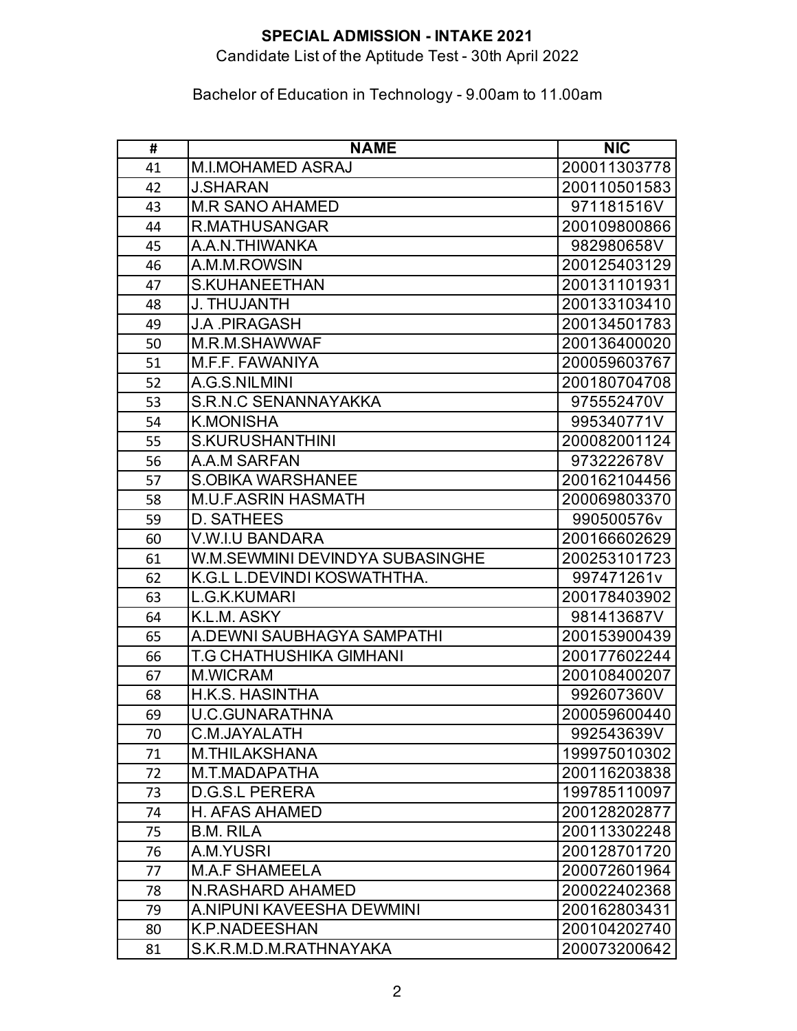**SPECIAL ADMISSION - INTAKE 2021**

Candidate List of the Aptitude Test - 30th April 2022

Bachelor of Education in Technology - 9.00am to 11.00am

| # | NAME | NIC |
|---|---|---|
| 41 | M.I.MOHAMED ASRAJ | 200011303778 |
| 42 | J.SHARAN | 200110501583 |
| 43 | M.R SANO AHAMED | 971181516V |
| 44 | R.MATHUSANGAR | 200109800866 |
| 45 | A.A.N.THIWANKA | 982980658V |
| 46 | A.M.M.ROWSIN | 200125403129 |
| 47 | S.KUHANEETHAN | 200131101931 |
| 48 | J. THUJANTH | 200133103410 |
| 49 | J.A .PIRAGASH | 200134501783 |
| 50 | M.R.M.SHAWWAF | 200136400020 |
| 51 | M.F.F. FAWANIYA | 200059603767 |
| 52 | A.G.S.NILMINI | 200180704708 |
| 53 | S.R.N.C SENANNAYAKKA | 975552470V |
| 54 | K.MONISHA | 995340771V |
| 55 | S.KURUSHANTHINI | 200082001124 |
| 56 | A.A.M SARFAN | 973222678V |
| 57 | S.OBIKA WARSHANEE | 200162104456 |
| 58 | M.U.F.ASRIN HASMATH | 200069803370 |
| 59 | D. SATHEES | 990500576v |
| 60 | V.W.I.U BANDARA | 200166602629 |
| 61 | W.M.SEWMINI DEVINDYA SUBASINGHE | 200253101723 |
| 62 | K.G.L L.DEVINDI KOSWATHTHA. | 997471261v |
| 63 | L.G.K.KUMARI | 200178403902 |
| 64 | K.L.M. ASKY | 981413687V |
| 65 | A.DEWNI SAUBHAGYA SAMPATHI | 200153900439 |
| 66 | T.G CHATHUSHIKA GIMHANI | 200177602244 |
| 67 | M.WICRAM | 200108400207 |
| 68 | H.K.S. HASINTHA | 992607360V |
| 69 | U.C.GUNARATHNA | 200059600440 |
| 70 | C.M.JAYALATH | 992543639V |
| 71 | M.THILAKSHANA | 199975010302 |
| 72 | M.T.MADAPATHA | 200116203838 |
| 73 | D.G.S.L PERERA | 199785110097 |
| 74 | H. AFAS AHAMED | 200128202877 |
| 75 | B.M. RILA | 200113302248 |
| 76 | A.M.YUSRI | 200128701720 |
| 77 | M.A.F SHAMEELA | 200072601964 |
| 78 | N.RASHARD AHAMED | 200022402368 |
| 79 | A.NIPUNI KAVEESHA DEWMINI | 200162803431 |
| 80 | K.P.NADEESHAN | 200104202740 |
| 81 | S.K.R.M.D.M.RATHNAYAKA | 200073200642 |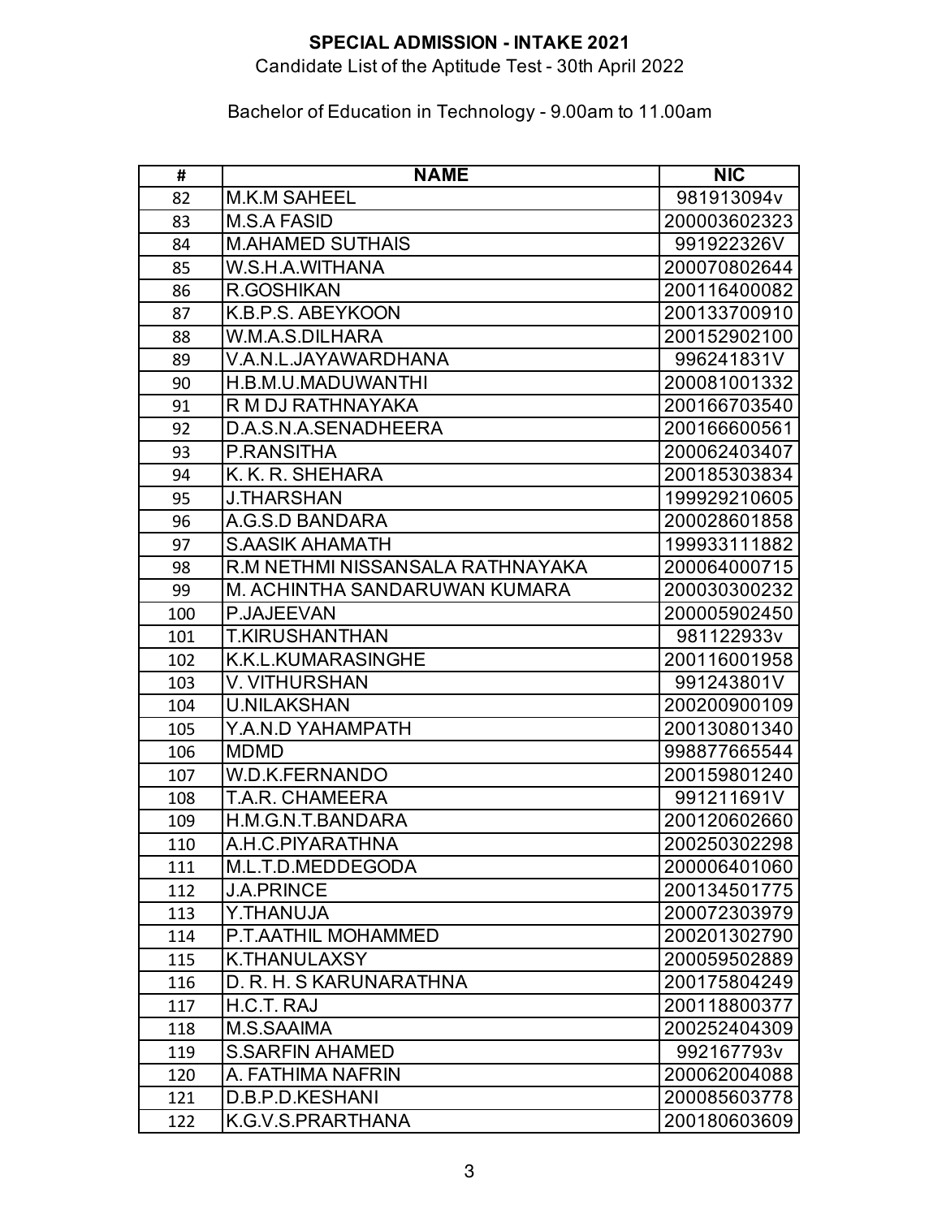**SPECIAL ADMISSION - INTAKE 2021**

Candidate List of the Aptitude Test - 30th April 2022

Bachelor of Education in Technology - 9.00am to 11.00am

| # | NAME | NIC |
|---|---|---|
| 82 | M.K.M SAHEEL | 981913094v |
| 83 | M.S.A FASID | 200003602323 |
| 84 | M.AHAMED SUTHAIS | 991922326V |
| 85 | W.S.H.A.WITHANA | 200070802644 |
| 86 | R.GOSHIKAN | 200116400082 |
| 87 | K.B.P.S. ABEYKOON | 200133700910 |
| 88 | W.M.A.S.DILHARA | 200152902100 |
| 89 | V.A.N.L.JAYAWARDHANA | 996241831V |
| 90 | H.B.M.U.MADUWANTHI | 200081001332 |
| 91 | R M DJ RATHNAYAKA | 200166703540 |
| 92 | D.A.S.N.A.SENADHEERA | 200166600561 |
| 93 | P.RANSITHA | 200062403407 |
| 94 | K. K. R. SHEHARA | 200185303834 |
| 95 | J.THARSHAN | 199929210605 |
| 96 | A.G.S.D BANDARA | 200028601858 |
| 97 | S.AASIK AHAMATH | 199933111882 |
| 98 | R.M NETHMI NISSANSALA RATHNAYAKA | 200064000715 |
| 99 | M. ACHINTHA SANDARUWAN KUMARA | 200030300232 |
| 100 | P.JAJEEVAN | 200005902450 |
| 101 | T.KIRUSHANTHAN | 981122933v |
| 102 | K.K.L.KUMARASINGHE | 200116001958 |
| 103 | V. VITHURSHAN | 991243801V |
| 104 | U.NILAKSHAN | 200200900109 |
| 105 | Y.A.N.D YAHAMPATH | 200130801340 |
| 106 | MDMD | 998877665544 |
| 107 | W.D.K.FERNANDO | 200159801240 |
| 108 | T.A.R. CHAMEERA | 991211691V |
| 109 | H.M.G.N.T.BANDARA | 200120602660 |
| 110 | A.H.C.PIYARATHNA | 200250302298 |
| 111 | M.L.T.D.MEDDEGODA | 200006401060 |
| 112 | J.A.PRINCE | 200134501775 |
| 113 | Y.THANUJA | 200072303979 |
| 114 | P.T.AATHIL MOHAMMED | 200201302790 |
| 115 | K.THANULAXSY | 200059502889 |
| 116 | D. R. H. S KARUNARATHNA | 200175804249 |
| 117 | H.C.T. RAJ | 200118800377 |
| 118 | M.S.SAAIMA | 200252404309 |
| 119 | S.SARFIN AHAMED | 992167793v |
| 120 | A. FATHIMA NAFRIN | 200062004088 |
| 121 | D.B.P.D.KESHANI | 200085603778 |
| 122 | K.G.V.S.PRARTHANA | 200180603609 |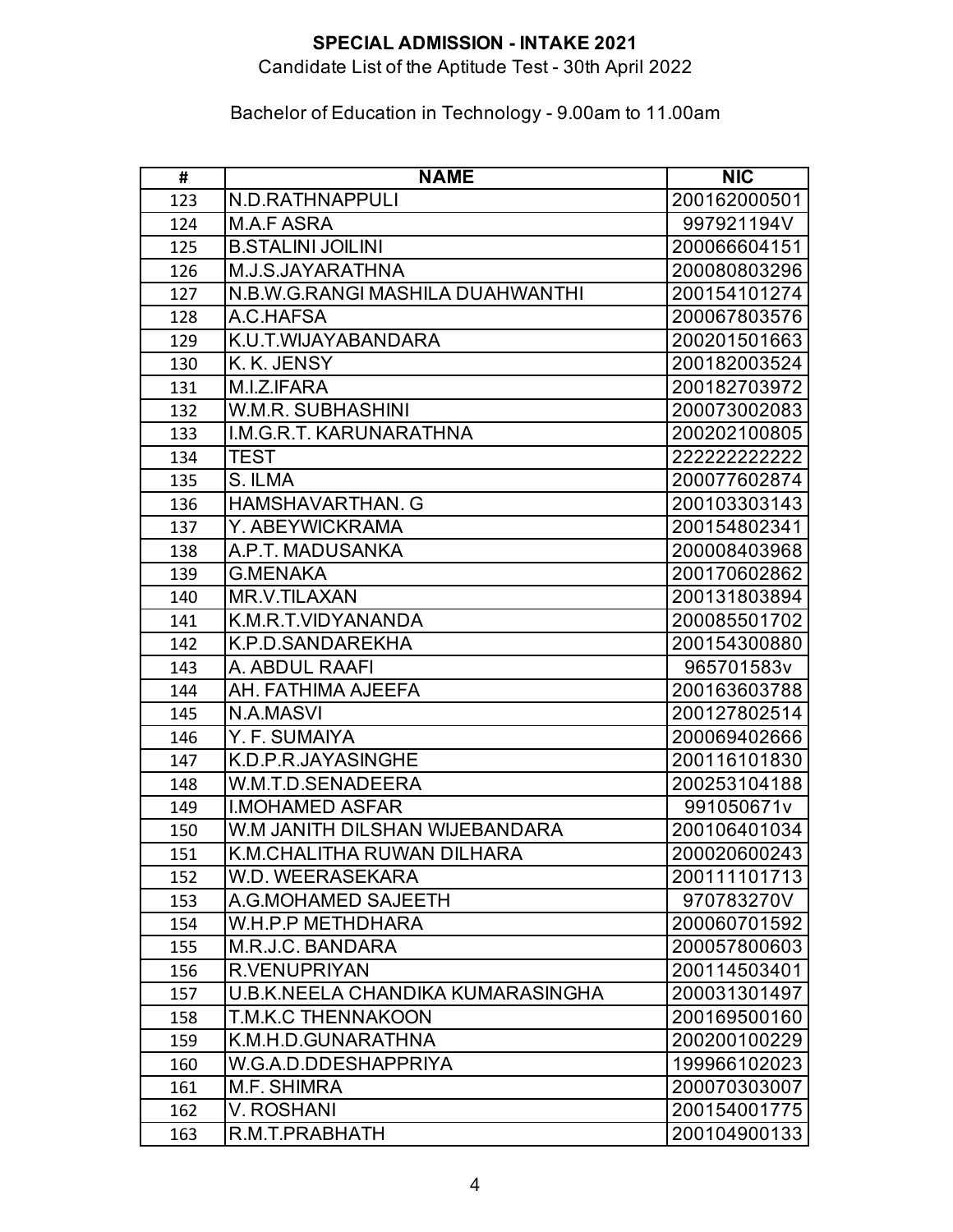**SPECIAL ADMISSION - INTAKE 2021**

Candidate List of the Aptitude Test - 30th April 2022

Bachelor of Education in Technology - 9.00am to 11.00am

| # | NAME | NIC |
|---|---|---|
| 123 | N.D.RATHNAPPULI | 200162000501 |
| 124 | M.A.F ASRA | 997921194V |
| 125 | B.STALINI JOILINI | 200066604151 |
| 126 | M.J.S.JAYARATHNA | 200080803296 |
| 127 | N.B.W.G.RANGI MASHILA DUAHWANTHI | 200154101274 |
| 128 | A.C.HAFSA | 200067803576 |
| 129 | K.U.T.WIJAYABANDARA | 200201501663 |
| 130 | K. K. JENSY | 200182003524 |
| 131 | M.I.Z.IFARA | 200182703972 |
| 132 | W.M.R. SUBHASHINI | 200073002083 |
| 133 | I.M.G.R.T. KARUNARATHNA | 200202100805 |
| 134 | TEST | 222222222222 |
| 135 | S. ILMA | 200077602874 |
| 136 | HAMSHAVARTHAN. G | 200103303143 |
| 137 | Y. ABEYWICKRAMA | 200154802341 |
| 138 | A.P.T. MADUSANKA | 200008403968 |
| 139 | G.MENAKA | 200170602862 |
| 140 | MR.V.TILAXAN | 200131803894 |
| 141 | K.M.R.T.VIDYANANDA | 200085501702 |
| 142 | K.P.D.SANDAREKHA | 200154300880 |
| 143 | A. ABDUL RAAFI | 965701583v |
| 144 | AH. FATHIMA AJEEFA | 200163603788 |
| 145 | N.A.MASVI | 200127802514 |
| 146 | Y. F. SUMAIYA | 200069402666 |
| 147 | K.D.P.R.JAYASINGHE | 200116101830 |
| 148 | W.M.T.D.SENADEERA | 200253104188 |
| 149 | I.MOHAMED ASFAR | 991050671v |
| 150 | W.M JANITH DILSHAN WIJEBANDARA | 200106401034 |
| 151 | K.M.CHALITHA RUWAN DILHARA | 200020600243 |
| 152 | W.D. WEERASEKARA | 200111101713 |
| 153 | A.G.MOHAMED SAJEETH | 970783270V |
| 154 | W.H.P.P METHDHARA | 200060701592 |
| 155 | M.R.J.C. BANDARA | 200057800603 |
| 156 | R.VENUPRIYAN | 200114503401 |
| 157 | U.B.K.NEELA CHANDIKA KUMARASINGHA | 200031301497 |
| 158 | T.M.K.C THENNAKOON | 200169500160 |
| 159 | K.M.H.D.GUNARATHNA | 200200100229 |
| 160 | W.G.A.D.DDESHAPPRIYA | 199966102023 |
| 161 | M.F. SHIMRA | 200070303007 |
| 162 | V. ROSHANI | 200154001775 |
| 163 | R.M.T.PRABHATH | 200104900133 |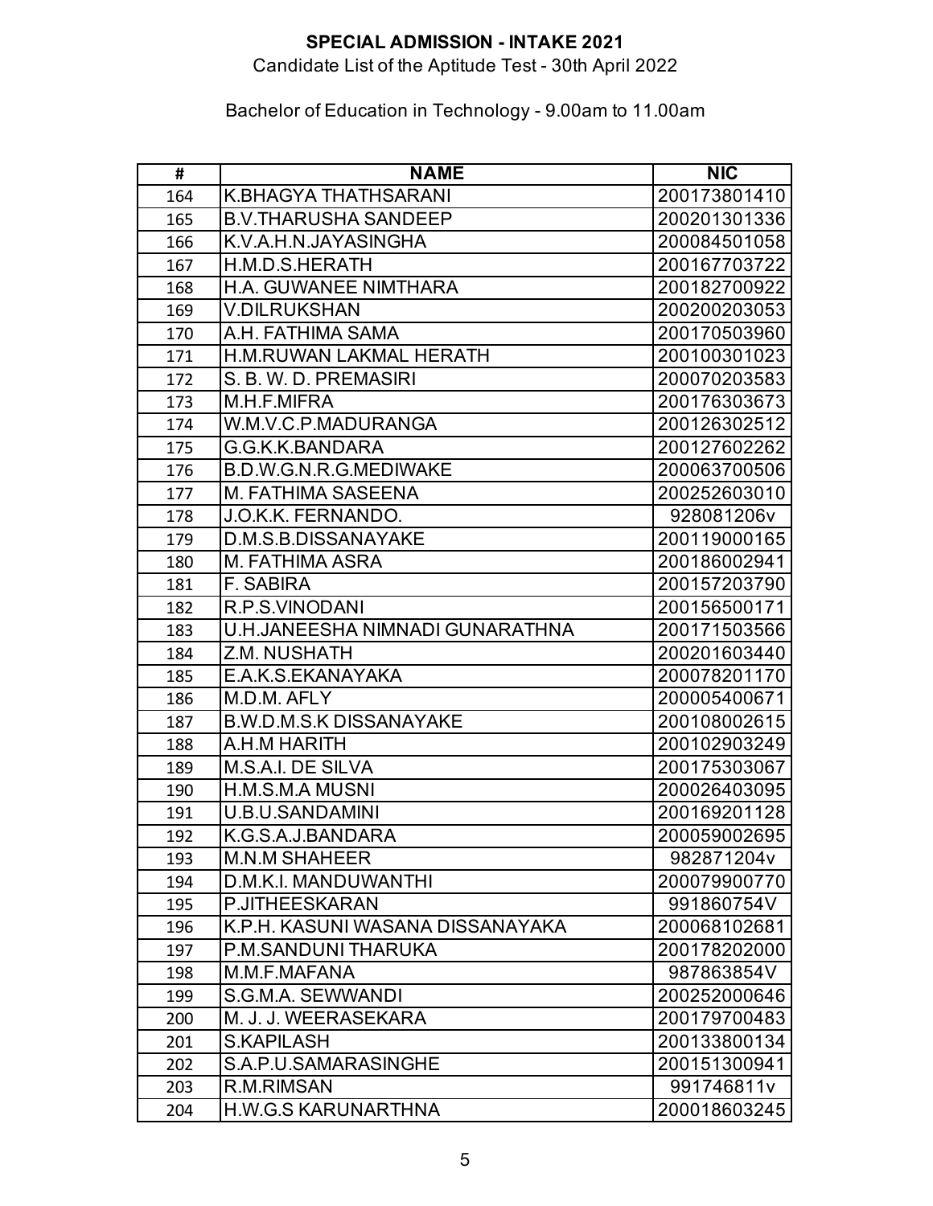**SPECIAL ADMISSION - INTAKE 2021**

Candidate List of the Aptitude Test - 30th April 2022

Bachelor of Education in Technology - 9.00am to 11.00am

| # | NAME | NIC |
|---|---|---|
| 164 | K.BHAGYA THATHSARANI | 200173801410 |
| 165 | B.V.THARUSHA SANDEEP | 200201301336 |
| 166 | K.V.A.H.N.JAYASINGHA | 200084501058 |
| 167 | H.M.D.S.HERATH | 200167703722 |
| 168 | H.A. GUWANEE NIMTHARA | 200182700922 |
| 169 | V.DILRUKSHAN | 200200203053 |
| 170 | A.H. FATHIMA SAMA | 200170503960 |
| 171 | H.M.RUWAN LAKMAL HERATH | 200100301023 |
| 172 | S. B. W. D. PREMASIRI | 200070203583 |
| 173 | M.H.F.MIFRA | 200176303673 |
| 174 | W.M.V.C.P.MADURANGA | 200126302512 |
| 175 | G.G.K.K.BANDARA | 200127602262 |
| 176 | B.D.W.G.N.R.G.MEDIWAKE | 200063700506 |
| 177 | M. FATHIMA SASEENA | 200252603010 |
| 178 | J.O.K.K. FERNANDO. | 928081206v |
| 179 | D.M.S.B.DISSANAYAKE | 200119000165 |
| 180 | M. FATHIMA ASRA | 200186002941 |
| 181 | F. SABIRA | 200157203790 |
| 182 | R.P.S.VINODANI | 200156500171 |
| 183 | U.H.JANEESHA NIMNADI GUNARATHNA | 200171503566 |
| 184 | Z.M. NUSHATH | 200201603440 |
| 185 | E.A.K.S.EKANAYAKA | 200078201170 |
| 186 | M.D.M. AFLY | 200005400671 |
| 187 | B.W.D.M.S.K DISSANAYAKE | 200108002615 |
| 188 | A.H.M HARITH | 200102903249 |
| 189 | M.S.A.I. DE SILVA | 200175303067 |
| 190 | H.M.S.M.A MUSNI | 200026403095 |
| 191 | U.B.U.SANDAMINI | 200169201128 |
| 192 | K.G.S.A.J.BANDARA | 200059002695 |
| 193 | M.N.M SHAHEER | 982871204v |
| 194 | D.M.K.I. MANDUWANTHI | 200079900770 |
| 195 | P.JITHEESKARAN | 991860754V |
| 196 | K.P.H. KASUNI WASANA DISSANAYAKA | 200068102681 |
| 197 | P.M.SANDUNI THARUKA | 200178202000 |
| 198 | M.M.F.MAFANA | 987863854V |
| 199 | S.G.M.A. SEWWANDI | 200252000646 |
| 200 | M. J. J. WEERASEKARA | 200179700483 |
| 201 | S.KAPILASH | 200133800134 |
| 202 | S.A.P.U.SAMARASINGHE | 200151300941 |
| 203 | R.M.RIMSAN | 991746811v |
| 204 | H.W.G.S KARUNARTHNA | 200018603245 |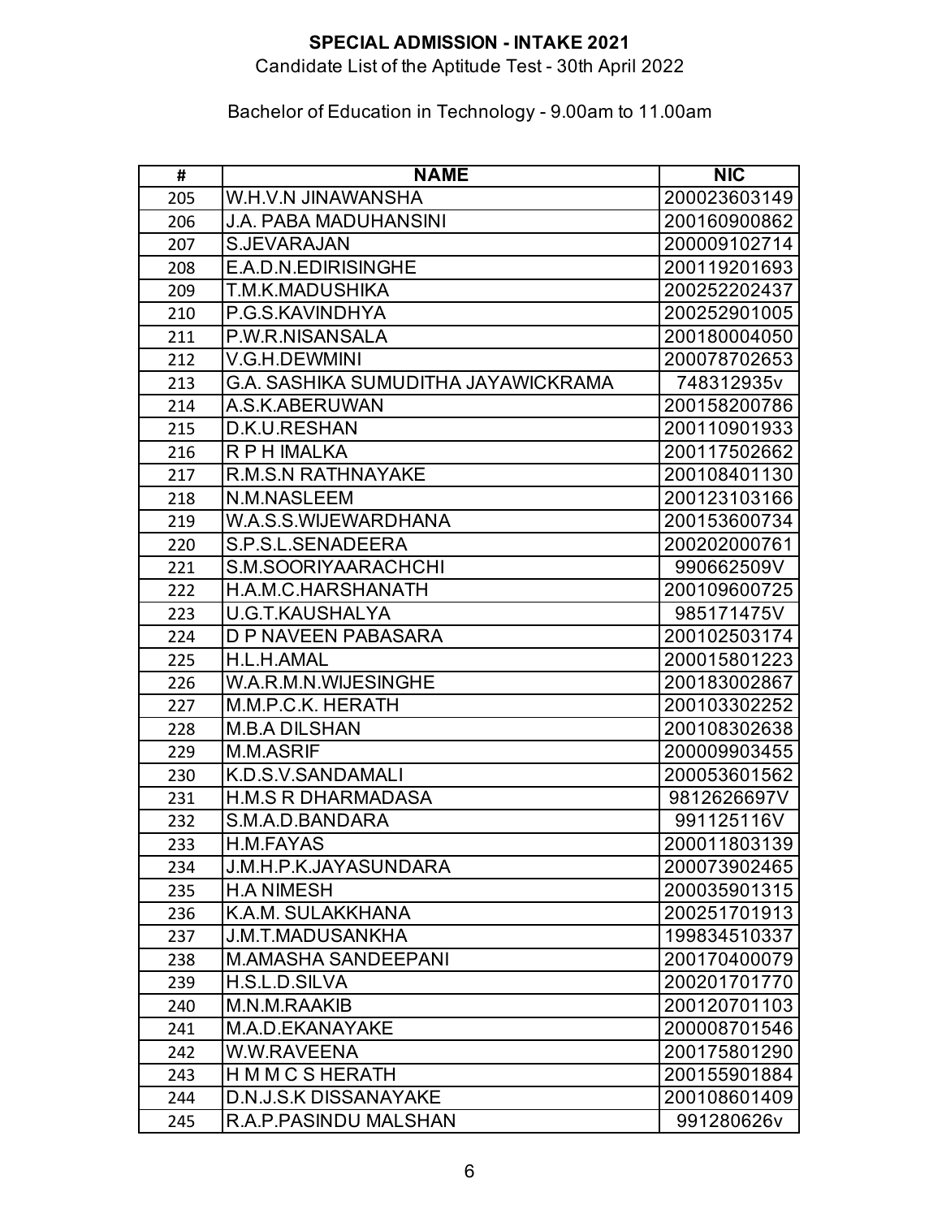**SPECIAL ADMISSION - INTAKE 2021**

Candidate List of the Aptitude Test - 30th April 2022

Bachelor of Education in Technology - 9.00am to 11.00am

| # | NAME | NIC |
|---|---|---|
| 205 | W.H.V.N JINAWANSHA | 200023603149 |
| 206 | J.A. PABA MADUHANSINI | 200160900862 |
| 207 | S.JEVARAJAN | 200009102714 |
| 208 | E.A.D.N.EDIRISINGHE | 200119201693 |
| 209 | T.M.K.MADUSHIKA | 200252202437 |
| 210 | P.G.S.KAVINDHYA | 200252901005 |
| 211 | P.W.R.NISANSALA | 200180004050 |
| 212 | V.G.H.DEWMINI | 200078702653 |
| 213 | G.A. SASHIKA SUMUDITHA JAYAWICKRAMA | 748312935v |
| 214 | A.S.K.ABERUWAN | 200158200786 |
| 215 | D.K.U.RESHAN | 200110901933 |
| 216 | R P H IMALKA | 200117502662 |
| 217 | R.M.S.N RATHNAYAKE | 200108401130 |
| 218 | N.M.NASLEEM | 200123103166 |
| 219 | W.A.S.S.WIJEWARDHANA | 200153600734 |
| 220 | S.P.S.L.SENADEERA | 200202000761 |
| 221 | S.M.SOORIYAARACHCHI | 990662509V |
| 222 | H.A.M.C.HARSHANATH | 200109600725 |
| 223 | U.G.T.KAUSHALYA | 985171475V |
| 224 | D P NAVEEN PABASARA | 200102503174 |
| 225 | H.L.H.AMAL | 200015801223 |
| 226 | W.A.R.M.N.WIJESINGHE | 200183002867 |
| 227 | M.M.P.C.K. HERATH | 200103302252 |
| 228 | M.B.A DILSHAN | 200108302638 |
| 229 | M.M.ASRIF | 200009903455 |
| 230 | K.D.S.V.SANDAMALI | 200053601562 |
| 231 | H.M.S R DHARMADASA | 9812626697V |
| 232 | S.M.A.D.BANDARA | 991125116V |
| 233 | H.M.FAYAS | 200011803139 |
| 234 | J.M.H.P.K.JAYASUNDARA | 200073902465 |
| 235 | H.A NIMESH | 200035901315 |
| 236 | K.A.M. SULAKKHANA | 200251701913 |
| 237 | J.M.T.MADUSANKHA | 199834510337 |
| 238 | M.AMASHA SANDEEPANI | 200170400079 |
| 239 | H.S.L.D.SILVA | 200201701770 |
| 240 | M.N.M.RAAKIB | 200120701103 |
| 241 | M.A.D.EKANAYAKE | 200008701546 |
| 242 | W.W.RAVEENA | 200175801290 |
| 243 | H M M C S HERATH | 200155901884 |
| 244 | D.N.J.S.K DISSANAYAKE | 200108601409 |
| 245 | R.A.P.PASINDU MALSHAN | 991280626v |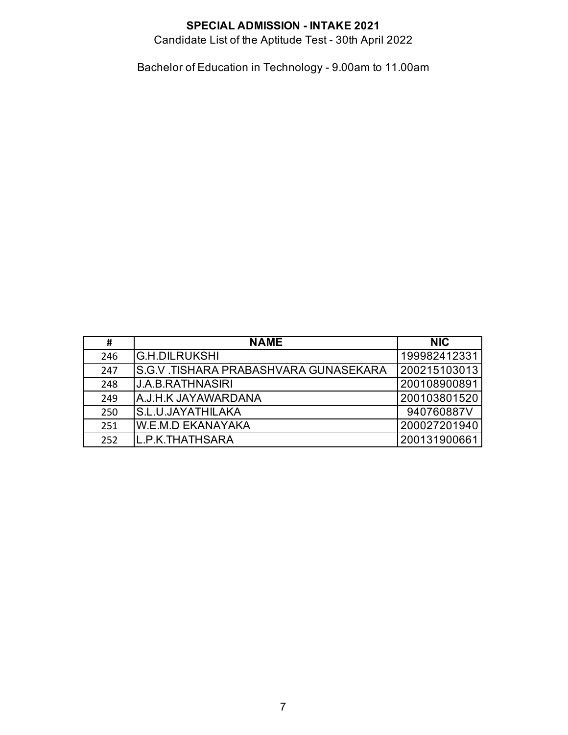**SPECIAL ADMISSION - INTAKE 2021**

Candidate List of the Aptitude Test - 30th April 2022

Bachelor of Education in Technology - 9.00am to 11.00am

| # | NAME | NIC |
|---|---|---|
| 246 | G.H.DILRUKSHI | 199982412331 |
| 247 | S.G.V .TISHARA PRABASHVARA GUNASEKARA | 200215103013 |
| 248 | J.A.B.RATHNASIRI | 200108900891 |
| 249 | A.J.H.K JAYAWARDANA | 200103801520 |
| 250 | S.L.U.JAYATHILAKA | 940760887V |
| 251 | W.E.M.D EKANAYAKA | 200027201940 |
| 252 | L.P.K.THATHSARA | 200131900661 |